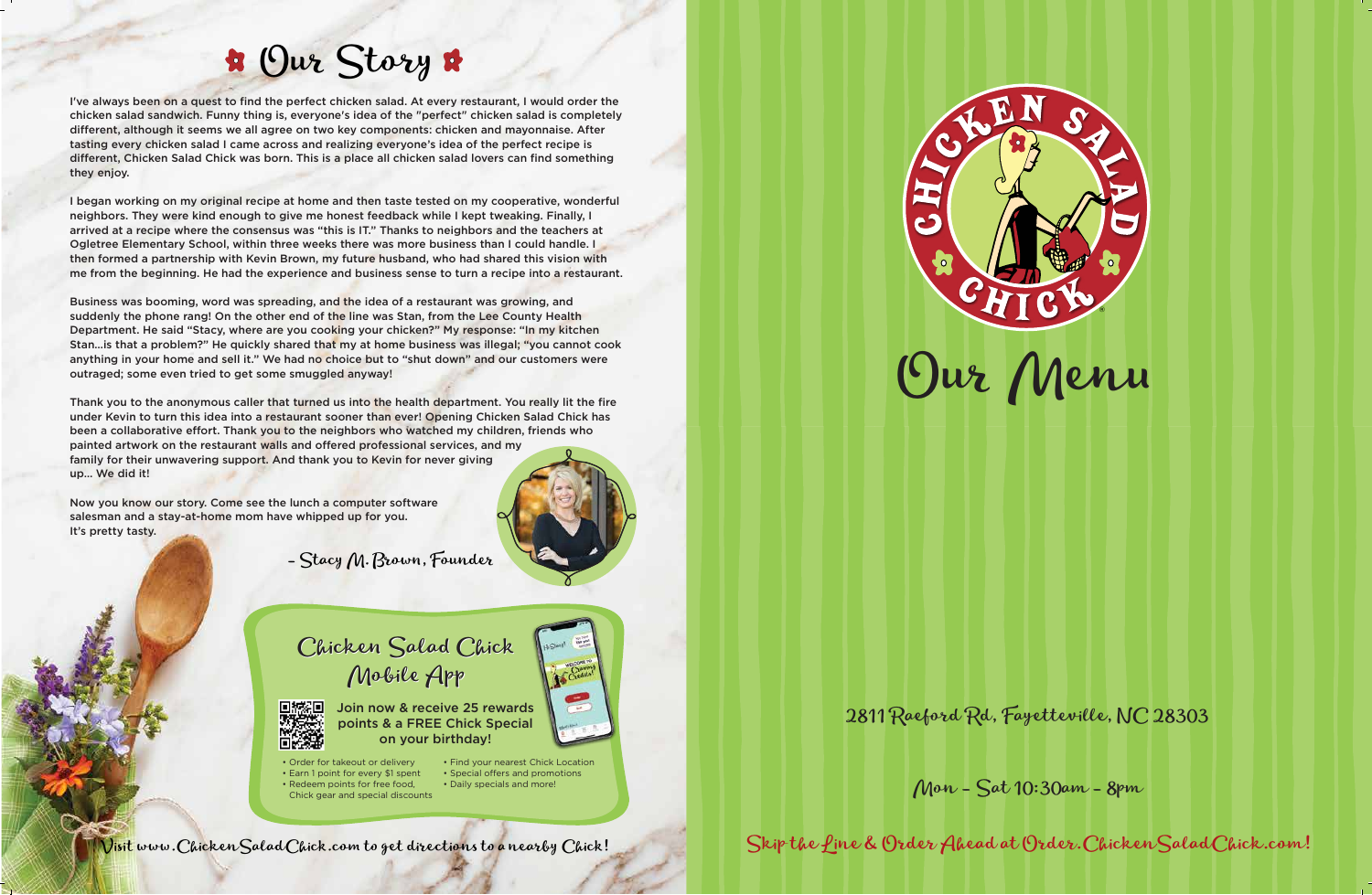# Our Story

I've always been on a quest to find the perfect chicken salad. At every restaurant, I would order the chicken salad sandwich. Funny thing is, everyone's idea of the "perfect" chicken salad is completely different, although it seems we all agree on two key components: chicken and mayonnaise. After tasting every chicken salad I came across and realizing everyone's idea of the perfect recipe is different, Chicken Salad Chick was born. This is a place all chicken salad lovers can find something they enjoy.

I began working on my original recipe at home and then taste tested on my cooperative, wonderful neighbors. They were kind enough to give me honest feedback while I kept tweaking. Finally, I arrived at a recipe where the consensus was "this is IT." Thanks to neighbors and the teachers at Ogletree Elementary School, within three weeks there was more business than I could handle. I then formed a partnership with Kevin Brown, my future husband, who had shared this vision with me from the beginning. He had the experience and business sense to turn a recipe into a restaurant.

Business was booming, word was spreading, and the idea of a restaurant was growing, and suddenly the phone rang! On the other end of the line was Stan, from the Lee County Health Department. He said "Stacy, where are you cooking your chicken?" My response: "In my kitchen Stan...is that a problem?" He quickly shared that my at home business was illegal; "you cannot cook anything in your home and sell it." We had no choice but to "shut down" and our customers were outraged; some even tried to get some smuggled anyway!

Thank you to the anonymous caller that turned us into the health department. You really lit the fire under Kevin to turn this idea into a restaurant sooner than ever! Opening Chicken Salad Chick has been a collaborative effort. Thank you to the neighbors who watched my children, friends who painted artwork on the restaurant walls and offered professional services, and my family for their unwavering support. And thank you to Kevin for never giving up... We did it!

Now you know our story. Come see the lunch a computer software salesman and a stay-at-home mom have whipped up for you. It's pretty tasty.

– Stacy M. Brown, Founder

## Chicken Salad Chick Mobile App

Join now & receive 25 rewards points & a FREE Chick Special on your birthday!

- Order for takeout or delivery
- Earn 1 point for every $1 spent
- Redeem points for free food, Chick gear and special discounts
- Find your nearest Chick Location
- Special offers and promotions
- Daily specials and more!

Visit www.ChickenSaladChick.com to get directions to a nearby Chick!

# Chicken Salad Chick

# Our Menu

2811 Raeford Rd, Fayetteville, NC 28303

Mon - Sat 10:30am - 8pm

Skip the Line & Order Ahead at Order.ChickenSaladChick.com!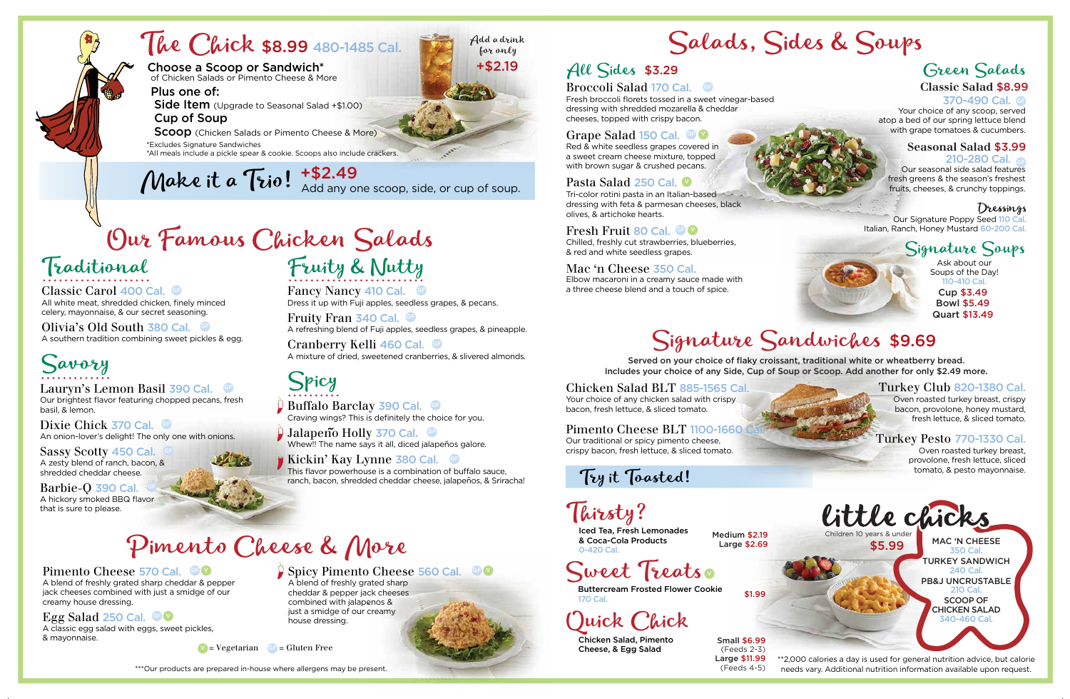# The Chick $8.99 480-1485 Cal.

**Choose a Scoop or Sandwich***
of Chicken Salads or Pimento Cheese & More

**Plus one of:**

- **Side Item** (Upgrade to Seasonal Salad +$1.00)
- **Cup of Soup**
- **Scoop** (Chicken Salads or Pimento Cheese & More)

*Excludes Signature Sandwiches
*All meals include a pickle spear & cookie. Scoops also include crackers.

Add a drink for only **+$2.19**

## Make it a Trio! +$2.49

Add any one scoop, side, or cup of soup.

# Our Famous Chicken Salads

## Traditional

**Classic Carol** 400 Cal. GF
All white meat, shredded chicken, finely minced celery, mayonnaise, & our secret seasoning.

**Olivia's Old South** 380 Cal. GF
A southern tradition combining sweet pickles & egg.

## Savory

**Lauryn's Lemon Basil** 390 Cal. GF
Our brightest flavor featuring chopped pecans, fresh basil, & lemon.

**Dixie Chick** 370 Cal. GF
An onion-lover's delight! The only one with onions.

**Sassy Scotty** 450 Cal. GF
A zesty blend of ranch, bacon, & shredded cheddar cheese.

**Barbie-Q** 390 Cal. GF
A hickory smoked BBQ flavor that is sure to please.

## Fruity & Nutty

**Fancy Nancy** 410 Cal. GF
Dress it up with Fuji apples, seedless grapes, & pecans.

**Fruity Fran** 340 Cal. GF
A refreshing blend of Fuji apples, seedless grapes, & pineapple.

**Cranberry Kelli** 460 Cal. GF
A mixture of dried, sweetened cranberries, & slivered almonds.

## Spicy

**Buffalo Barclay** 390 Cal. GF
Craving wings? This is definitely the choice for you.

**Jalapeño Holly** 370 Cal. GF
Whew!! The name says it all, diced jalapeños galore.

**Kickin' Kay Lynne** 380 Cal. GF
This flavor powerhouse is a combination of buffalo sauce, ranch, bacon, shredded cheddar cheese, jalapeños, & Sriracha!

# Pimento Cheese & More

**Pimento Cheese** 570 Cal. GF V
A blend of freshly grated sharp cheddar & pepper jack cheeses combined with just a smidge of our creamy house dressing.

**Egg Salad** 250 Cal. GF V
A classic egg salad with eggs, sweet pickles, & mayonnaise.

**Spicy Pimento Cheese** 560 Cal. GF V
A blend of freshly grated sharp cheddar & pepper jack cheeses combined with jalapenos & just a smidge of our creamy house dressing.

V = Vegetarian GF = Gluten Free

***Our products are prepared in-house where allergens may be present.

# Salads, Sides & Soups

## All Sides $3.29

**Broccoli Salad** 170 Cal. GF
Fresh broccoli florets tossed in a sweet vinegar-based dressing with shredded mozarella & cheddar cheeses, topped with crispy bacon.

**Grape Salad** 150 Cal. GF V
Red & white seedless grapes covered in a sweet cream cheese mixture, topped with brown sugar & crushed pecans.

**Pasta Salad** 250 Cal. V
Tri-color rotini pasta in an Italian-based dressing with feta & parmesan cheeses, black olives, & artichoke hearts.

**Fresh Fruit** 80 Cal. GF V
Chilled, freshly cut strawberries, blueberries, & red and white seedless grapes.

**Mac 'n Cheese** 350 Cal.
Elbow macaroni in a creamy sauce made with a three cheese blend and a touch of spice.

## Green Salads

**Classic Salad $8.99**
370-490 Cal. GF
Your choice of any scoop, served atop a bed of our spring lettuce blend with grape tomatoes & cucumbers.

**Seasonal Salad $3.99**
210-280 Cal. GF
Our seasonal side salad features fresh greens & the season's freshest fruits, cheeses, & crunchy toppings.

### Dressings

Our Signature Poppy Seed 110 Cal.
Italian, Ranch, Honey Mustard 60-200 Cal.

## Signature Soups

Ask about our Soups of the Day!
110-410 Cal.

- Cup $3.49
- Bowl $5.49
- Quart $13.49

# Signature Sandwiches $9.69

Served on your choice of flaky croissant, traditional white or wheatberry bread.
Includes your choice of any Side, Cup of Soup or Scoop. Add another for only $2.49 more.

**Chicken Salad BLT** 885-1565 Cal.
Your choice of any chicken salad with crispy bacon, fresh lettuce, & sliced tomato.

**Pimento Cheese BLT** 1100-1660 Cal.
Our traditional or spicy pimento cheese, crispy bacon, fresh lettuce, & sliced tomato.

**Turkey Club** 820-1380 Cal.
Oven roasted turkey breast, crispy bacon, provolone, honey mustard, fresh lettuce, & sliced tomato.

**Turkey Pesto** 770-1330 Cal.
Oven roasted turkey breast, provolone, fresh lettuce, sliced tomato, & pesto mayonnaise.

## Try it Toasted!

## Thirsty?

Iced Tea, Fresh Lemonades & Coca-Cola Products
0-420 Cal.

Medium $2.19
Large $2.69

## Sweet Treats V

Buttercream Frosted Flower Cookie $1.99
170 Cal.

## Quick Chick

Chicken Salad, Pimento Cheese, & Egg Salad

Small $6.99 (Feeds 2-3)
Large $11.99 (Feeds 4-5)

## little chicks

Children 10 years & under

**$5.99**

- MAC 'N CHEESE 350 Cal.
- TURKEY SANDWICH 240 Cal.
- PB&J UNCRUSTABLE 210 Cal.
- SCOOP OF CHICKEN SALAD 340-460 Cal.

**2,000 calories a day is used for general nutrition advice, but calorie needs vary. Additional nutrition information available upon request.